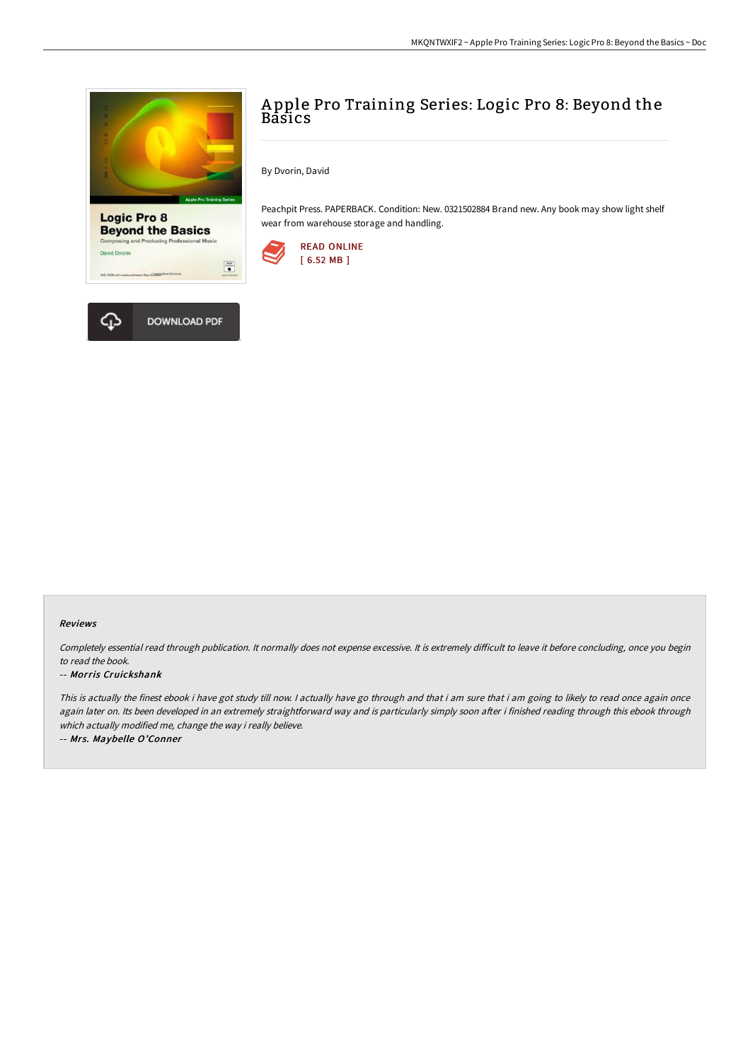# Apple Pro Training Series: Logic Pro 8: Beyond the Basics

By Dvorin, David

Peachpit Press. PAPERBACK. Condition: New. 0321502884 Brand new. Any book may show light shelf wear from warehouse storage and handling.

READ ONLINE
[ 6.52 MB ]

DOWNLOAD PDF

### Reviews

*Completely essential read through publication. It normally does not expense excessive. It is extremely difficult to leave it before concluding, once you begin to read the book.*

-- *Morris Cruickshank*

*This is actually the finest ebook i have got study till now. I actually have go through and that i am sure that i am going to likely to read once again once again later on. Its been developed in an extremely straightforward way and is particularly simply soon after i finished reading through this ebook through which actually modified me, change the way i really believe.*

-- *Mrs. Maybelle O'Conner*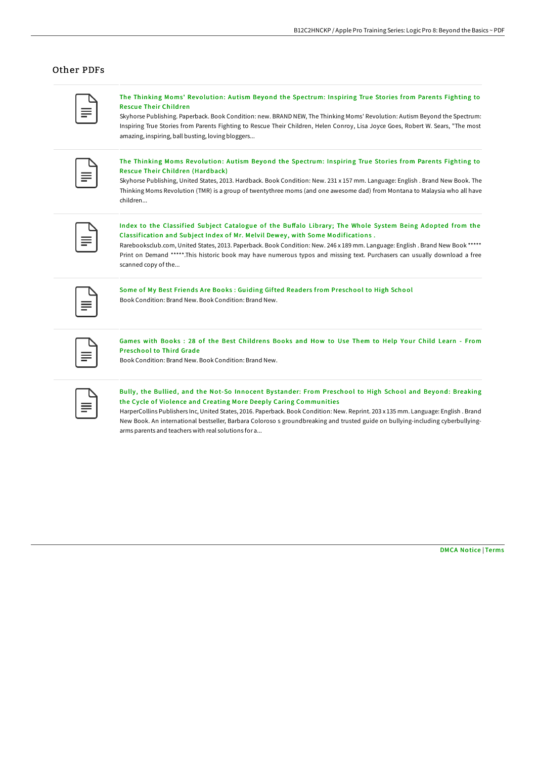## Other PDFs

**The Thinking Moms' Revolution: Autism Beyond the Spectrum: Inspiring True Stories from Parents Fighting to Rescue Their Children**

Skyhorse Publishing. Paperback. Book Condition: new. BRAND NEW, The Thinking Moms' Revolution: Autism Beyond the Spectrum: Inspiring True Stories from Parents Fighting to Rescue Their Children, Helen Conroy, Lisa Joyce Goes, Robert W. Sears, "The most amazing, inspiring, ball busting, loving bloggers...

**The Thinking Moms Revolution: Autism Beyond the Spectrum: Inspiring True Stories from Parents Fighting to Rescue Their Children (Hardback)**

Skyhorse Publishing, United States, 2013. Hardback. Book Condition: New. 231 x 157 mm. Language: English . Brand New Book. The Thinking Moms Revolution (TMR) is a group of twentythree moms (and one awesome dad) from Montana to Malaysia who all have children...

**Index to the Classified Subject Catalogue of the Buffalo Library; The Whole System Being Adopted from the Classification and Subject Index of Mr. Melvil Dewey, with Some Modifications .**

Rarebooksclub.com, United States, 2013. Paperback. Book Condition: New. 246 x 189 mm. Language: English . Brand New Book ***** Print on Demand *****.This historic book may have numerous typos and missing text. Purchasers can usually download a free scanned copy of the...

**Some of My Best Friends Are Books : Guiding Gifted Readers from Preschool to High School**

Book Condition: Brand New. Book Condition: Brand New.

**Games with Books : 28 of the Best Childrens Books and How to Use Them to Help Your Child Learn - From Preschool to Third Grade**

Book Condition: Brand New. Book Condition: Brand New.

**Bully, the Bullied, and the Not-So Innocent Bystander: From Preschool to High School and Beyond: Breaking the Cycle of Violence and Creating More Deeply Caring Communities**

HarperCollins Publishers Inc, United States, 2016. Paperback. Book Condition: New. Reprint. 203 x 135 mm. Language: English . Brand New Book. An international bestseller, Barbara Coloroso s groundbreaking and trusted guide on bullying-including cyberbullying-arms parents and teachers with real solutions for a...

DMCA Notice | Terms